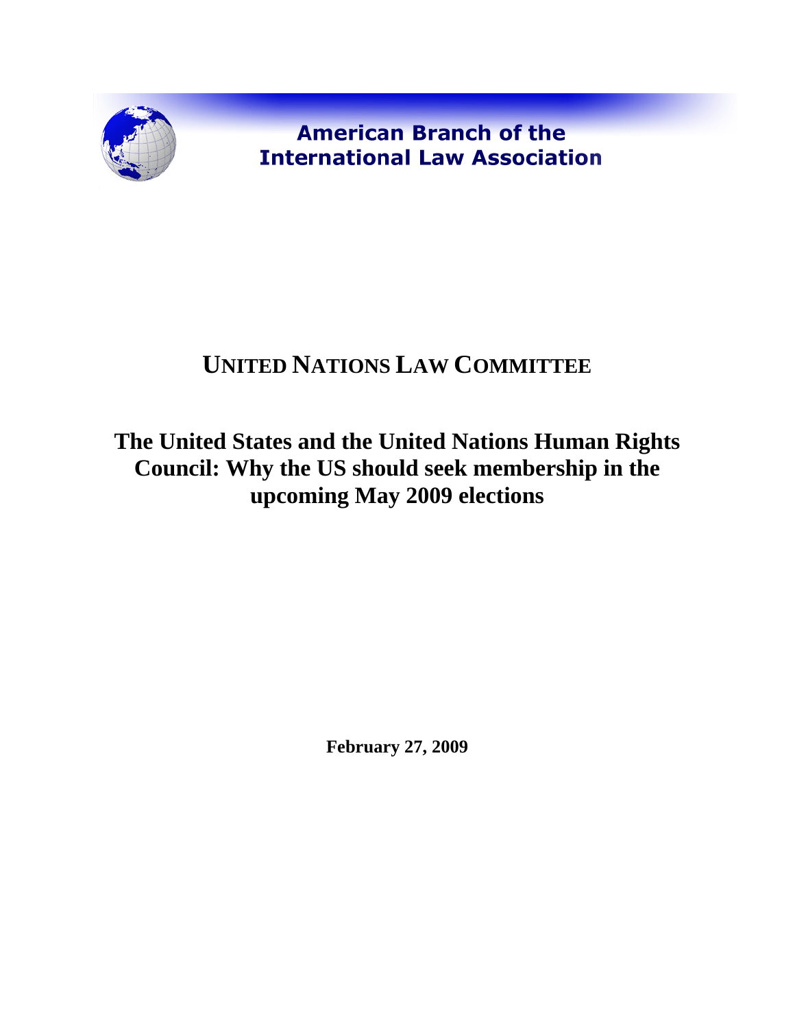American Branch of the International Law Association

# UNITED NATIONS LAW COMMITTEE

## The United States and the United Nations Human Rights Council: Why the US should seek membership in the upcoming May 2009 elections

**February 27, 2009**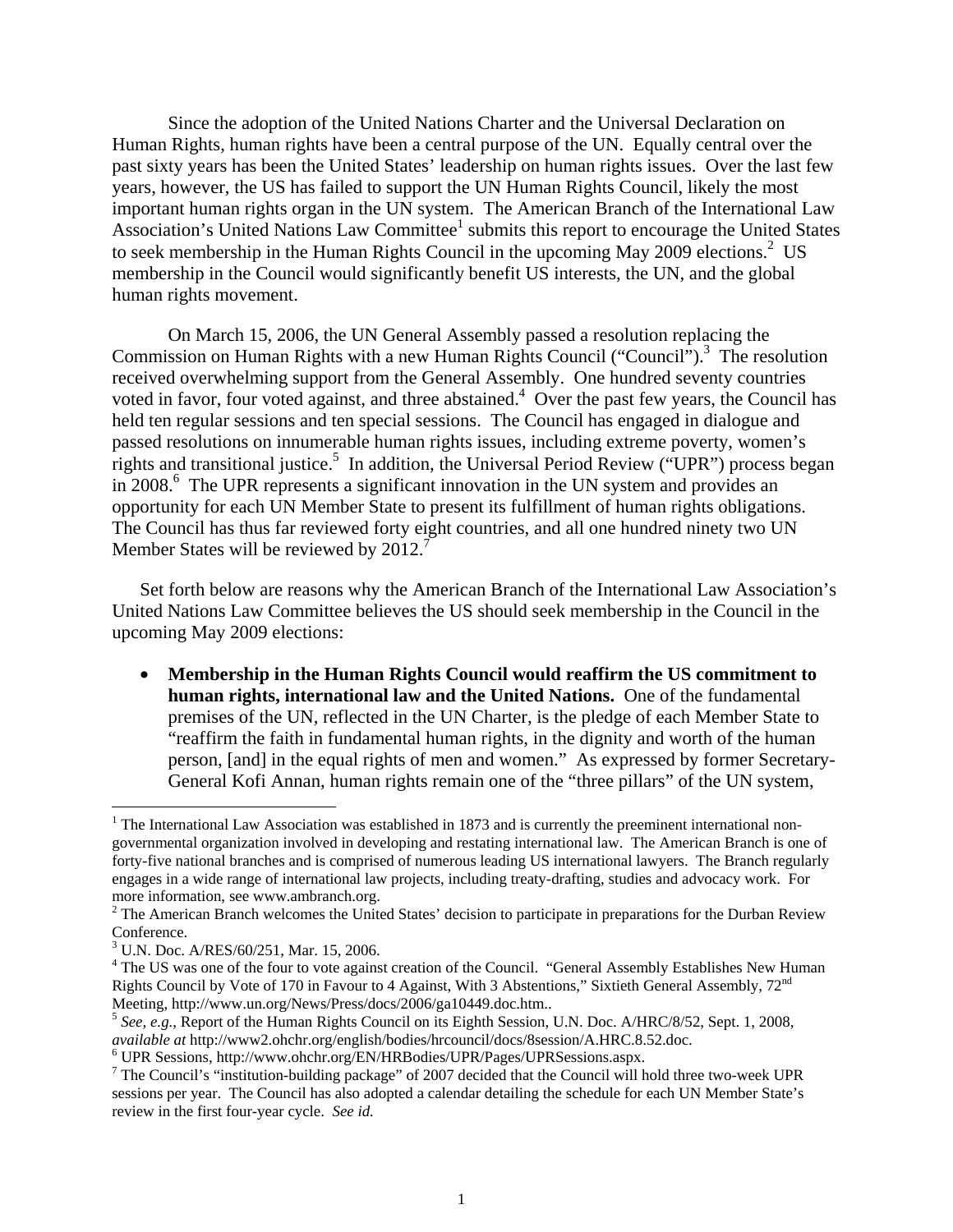Since the adoption of the United Nations Charter and the Universal Declaration on Human Rights, human rights have been a central purpose of the UN. Equally central over the past sixty years has been the United States' leadership on human rights issues. Over the last few years, however, the US has failed to support the UN Human Rights Council, likely the most important human rights organ in the UN system. The American Branch of the International Law Association's United Nations Law Committee[1] submits this report to encourage the United States to seek membership in the Human Rights Council in the upcoming May 2009 elections.[2] US membership in the Council would significantly benefit US interests, the UN, and the global human rights movement.

On March 15, 2006, the UN General Assembly passed a resolution replacing the Commission on Human Rights with a new Human Rights Council ("Council").[3] The resolution received overwhelming support from the General Assembly. One hundred seventy countries voted in favor, four voted against, and three abstained.[4] Over the past few years, the Council has held ten regular sessions and ten special sessions. The Council has engaged in dialogue and passed resolutions on innumerable human rights issues, including extreme poverty, women's rights and transitional justice.[5] In addition, the Universal Period Review ("UPR") process began in 2008.[6] The UPR represents a significant innovation in the UN system and provides an opportunity for each UN Member State to present its fulfillment of human rights obligations. The Council has thus far reviewed forty eight countries, and all one hundred ninety two UN Member States will be reviewed by 2012.[7]

Set forth below are reasons why the American Branch of the International Law Association's United Nations Law Committee believes the US should seek membership in the Council in the upcoming May 2009 elections:

- **Membership in the Human Rights Council would reaffirm the US commitment to human rights, international law and the United Nations.** One of the fundamental premises of the UN, reflected in the UN Charter, is the pledge of each Member State to "reaffirm the faith in fundamental human rights, in the dignity and worth of the human person, [and] in the equal rights of men and women." As expressed by former Secretary-General Kofi Annan, human rights remain one of the "three pillars" of the UN system,

---

[1] The International Law Association was established in 1873 and is currently the preeminent international non-governmental organization involved in developing and restating international law. The American Branch is one of forty-five national branches and is comprised of numerous leading US international lawyers. The Branch regularly engages in a wide range of international law projects, including treaty-drafting, studies and advocacy work. For more information, see www.ambranch.org.

[2] The American Branch welcomes the United States' decision to participate in preparations for the Durban Review Conference.

[3] U.N. Doc. A/RES/60/251, Mar. 15, 2006.

[4] The US was one of the four to vote against creation of the Council. "General Assembly Establishes New Human Rights Council by Vote of 170 in Favour to 4 Against, With 3 Abstentions," Sixtieth General Assembly, 72nd Meeting, http://www.un.org/News/Press/docs/2006/ga10449.doc.htm..

[5] *See, e.g.*, Report of the Human Rights Council on its Eighth Session, U.N. Doc. A/HRC/8/52, Sept. 1, 2008, *available at* http://www2.ohchr.org/english/bodies/hrcouncil/docs/8session/A.HRC.8.52.doc.

[6] UPR Sessions, http://www.ohchr.org/EN/HRBodies/UPR/Pages/UPRSessions.aspx.

[7] The Council's "institution-building package" of 2007 decided that the Council will hold three two-week UPR sessions per year. The Council has also adopted a calendar detailing the schedule for each UN Member State's review in the first four-year cycle. *See id.*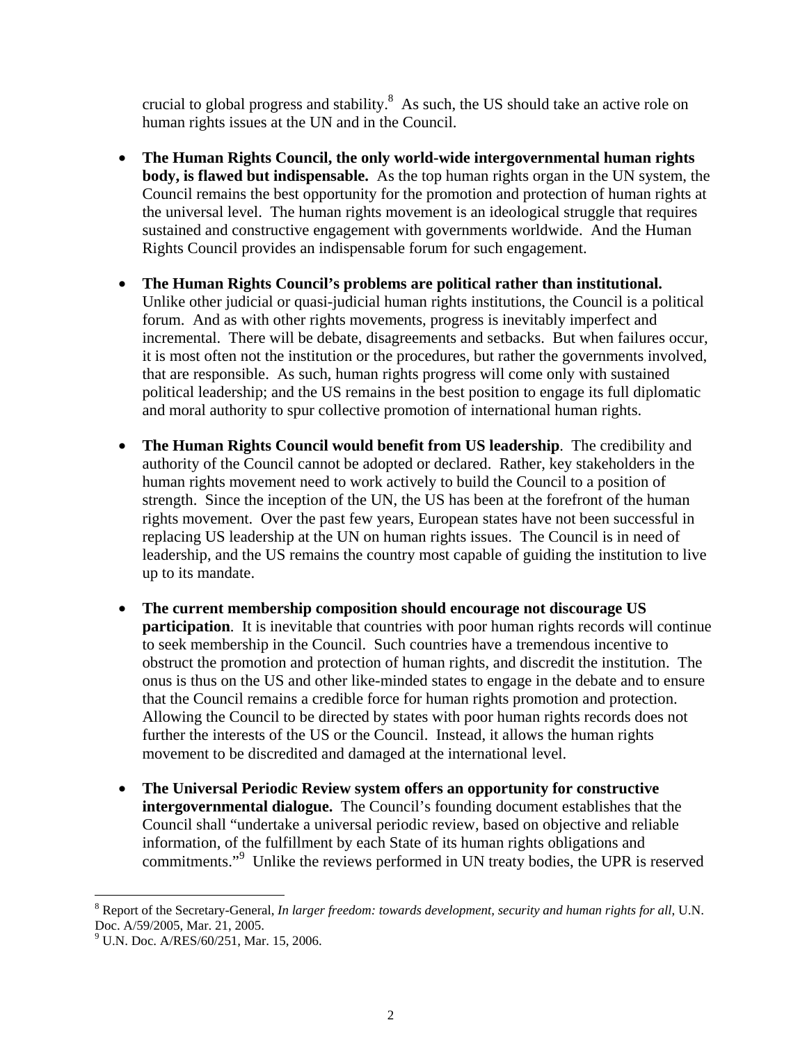crucial to global progress and stability.[8] As such, the US should take an active role on human rights issues at the UN and in the Council.

- **The Human Rights Council, the only world-wide intergovernmental human rights body, is flawed but indispensable.** As the top human rights organ in the UN system, the Council remains the best opportunity for the promotion and protection of human rights at the universal level. The human rights movement is an ideological struggle that requires sustained and constructive engagement with governments worldwide. And the Human Rights Council provides an indispensable forum for such engagement.

- **The Human Rights Council's problems are political rather than institutional.** Unlike other judicial or quasi-judicial human rights institutions, the Council is a political forum. And as with other rights movements, progress is inevitably imperfect and incremental. There will be debate, disagreements and setbacks. But when failures occur, it is most often not the institution or the procedures, but rather the governments involved, that are responsible. As such, human rights progress will come only with sustained political leadership; and the US remains in the best position to engage its full diplomatic and moral authority to spur collective promotion of international human rights.

- **The Human Rights Council would benefit from US leadership**. The credibility and authority of the Council cannot be adopted or declared. Rather, key stakeholders in the human rights movement need to work actively to build the Council to a position of strength. Since the inception of the UN, the US has been at the forefront of the human rights movement. Over the past few years, European states have not been successful in replacing US leadership at the UN on human rights issues. The Council is in need of leadership, and the US remains the country most capable of guiding the institution to live up to its mandate.

- **The current membership composition should encourage not discourage US participation**. It is inevitable that countries with poor human rights records will continue to seek membership in the Council. Such countries have a tremendous incentive to obstruct the promotion and protection of human rights, and discredit the institution. The onus is thus on the US and other like-minded states to engage in the debate and to ensure that the Council remains a credible force for human rights promotion and protection. Allowing the Council to be directed by states with poor human rights records does not further the interests of the US or the Council. Instead, it allows the human rights movement to be discredited and damaged at the international level.

- **The Universal Periodic Review system offers an opportunity for constructive intergovernmental dialogue.** The Council's founding document establishes that the Council shall "undertake a universal periodic review, based on objective and reliable information, of the fulfillment by each State of its human rights obligations and commitments."[9] Unlike the reviews performed in UN treaty bodies, the UPR is reserved

---

[8] Report of the Secretary-General, *In larger freedom: towards development, security and human rights for all*, U.N. Doc. A/59/2005, Mar. 21, 2005.

[9] U.N. Doc. A/RES/60/251, Mar. 15, 2006.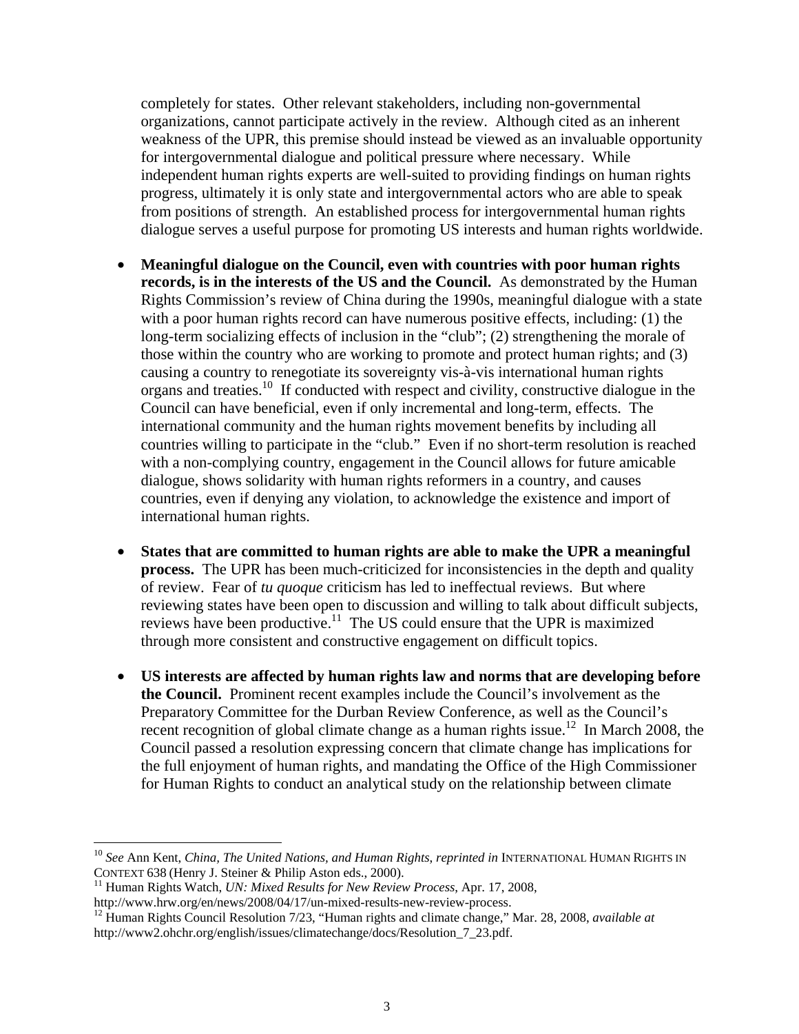completely for states. Other relevant stakeholders, including non-governmental organizations, cannot participate actively in the review. Although cited as an inherent weakness of the UPR, this premise should instead be viewed as an invaluable opportunity for intergovernmental dialogue and political pressure where necessary. While independent human rights experts are well-suited to providing findings on human rights progress, ultimately it is only state and intergovernmental actors who are able to speak from positions of strength. An established process for intergovernmental human rights dialogue serves a useful purpose for promoting US interests and human rights worldwide.

- **Meaningful dialogue on the Council, even with countries with poor human rights records, is in the interests of the US and the Council.** As demonstrated by the Human Rights Commission's review of China during the 1990s, meaningful dialogue with a state with a poor human rights record can have numerous positive effects, including: (1) the long-term socializing effects of inclusion in the "club"; (2) strengthening the morale of those within the country who are working to promote and protect human rights; and (3) causing a country to renegotiate its sovereignty vis-à-vis international human rights organs and treaties.[10] If conducted with respect and civility, constructive dialogue in the Council can have beneficial, even if only incremental and long-term, effects. The international community and the human rights movement benefits by including all countries willing to participate in the "club." Even if no short-term resolution is reached with a non-complying country, engagement in the Council allows for future amicable dialogue, shows solidarity with human rights reformers in a country, and causes countries, even if denying any violation, to acknowledge the existence and import of international human rights.

- **States that are committed to human rights are able to make the UPR a meaningful process.** The UPR has been much-criticized for inconsistencies in the depth and quality of review. Fear of *tu quoque* criticism has led to ineffectual reviews. But where reviewing states have been open to discussion and willing to talk about difficult subjects, reviews have been productive.[11] The US could ensure that the UPR is maximized through more consistent and constructive engagement on difficult topics.

- **US interests are affected by human rights law and norms that are developing before the Council.** Prominent recent examples include the Council's involvement as the Preparatory Committee for the Durban Review Conference, as well as the Council's recent recognition of global climate change as a human rights issue.[12] In March 2008, the Council passed a resolution expressing concern that climate change has implications for the full enjoyment of human rights, and mandating the Office of the High Commissioner for Human Rights to conduct an analytical study on the relationship between climate

---

[10] *See* Ann Kent, *China, The United Nations, and Human Rights*, *reprinted in* INTERNATIONAL HUMAN RIGHTS IN CONTEXT 638 (Henry J. Steiner & Philip Aston eds., 2000).

[11] Human Rights Watch, *UN: Mixed Results for New Review Process*, Apr. 17, 2008, http://www.hrw.org/en/news/2008/04/17/un-mixed-results-new-review-process.

[12] Human Rights Council Resolution 7/23, "Human rights and climate change," Mar. 28, 2008, *available at* http://www2.ohchr.org/english/issues/climatechange/docs/Resolution_7_23.pdf.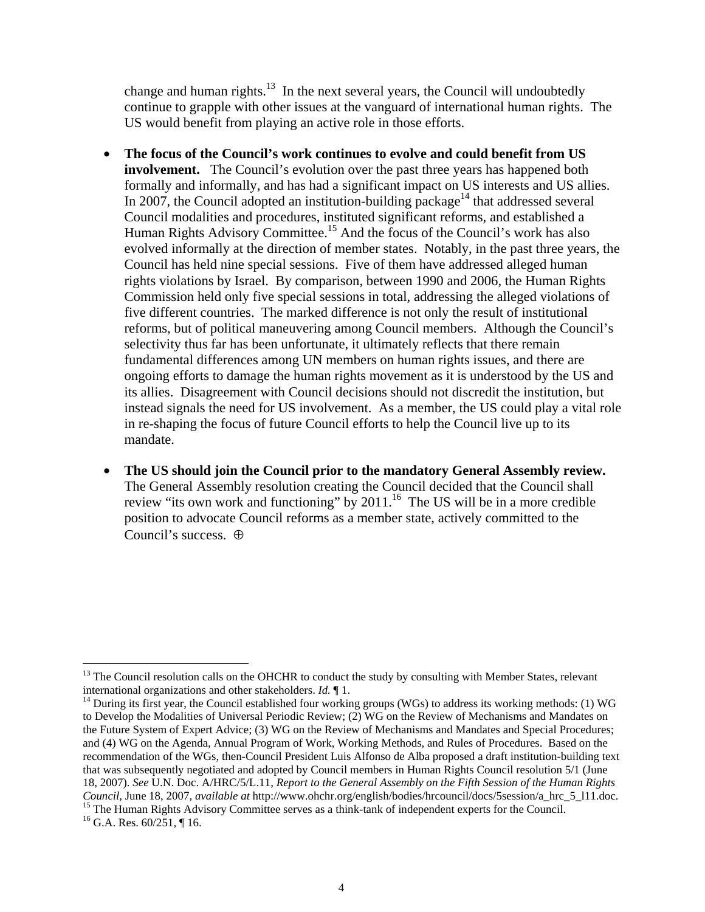change and human rights.[13] In the next several years, the Council will undoubtedly continue to grapple with other issues at the vanguard of international human rights. The US would benefit from playing an active role in those efforts.

- **The focus of the Council's work continues to evolve and could benefit from US involvement.** The Council's evolution over the past three years has happened both formally and informally, and has had a significant impact on US interests and US allies. In 2007, the Council adopted an institution-building package[14] that addressed several Council modalities and procedures, instituted significant reforms, and established a Human Rights Advisory Committee.[15] And the focus of the Council's work has also evolved informally at the direction of member states. Notably, in the past three years, the Council has held nine special sessions. Five of them have addressed alleged human rights violations by Israel. By comparison, between 1990 and 2006, the Human Rights Commission held only five special sessions in total, addressing the alleged violations of five different countries. The marked difference is not only the result of institutional reforms, but of political maneuvering among Council members. Although the Council's selectivity thus far has been unfortunate, it ultimately reflects that there remain fundamental differences among UN members on human rights issues, and there are ongoing efforts to damage the human rights movement as it is understood by the US and its allies. Disagreement with Council decisions should not discredit the institution, but instead signals the need for US involvement. As a member, the US could play a vital role in re-shaping the focus of future Council efforts to help the Council live up to its mandate.

- **The US should join the Council prior to the mandatory General Assembly review.** The General Assembly resolution creating the Council decided that the Council shall review "its own work and functioning" by 2011.[16] The US will be in a more credible position to advocate Council reforms as a member state, actively committed to the Council's success. ⊕

---

[13] The Council resolution calls on the OHCHR to conduct the study by consulting with Member States, relevant international organizations and other stakeholders. *Id.* ¶ 1.

[14] During its first year, the Council established four working groups (WGs) to address its working methods: (1) WG to Develop the Modalities of Universal Periodic Review; (2) WG on the Review of Mechanisms and Mandates on the Future System of Expert Advice; (3) WG on the Review of Mechanisms and Mandates and Special Procedures; and (4) WG on the Agenda, Annual Program of Work, Working Methods, and Rules of Procedures. Based on the recommendation of the WGs, then-Council President Luis Alfonso de Alba proposed a draft institution-building text that was subsequently negotiated and adopted by Council members in Human Rights Council resolution 5/1 (June 18, 2007). *See* U.N. Doc. A/HRC/5/L.11, *Report to the General Assembly on the Fifth Session of the Human Rights Council*, June 18, 2007, *available at* http://www.ohchr.org/english/bodies/hrcouncil/docs/5session/a_hrc_5_l11.doc.

[15] The Human Rights Advisory Committee serves as a think-tank of independent experts for the Council.

[16] G.A. Res. 60/251, ¶ 16.